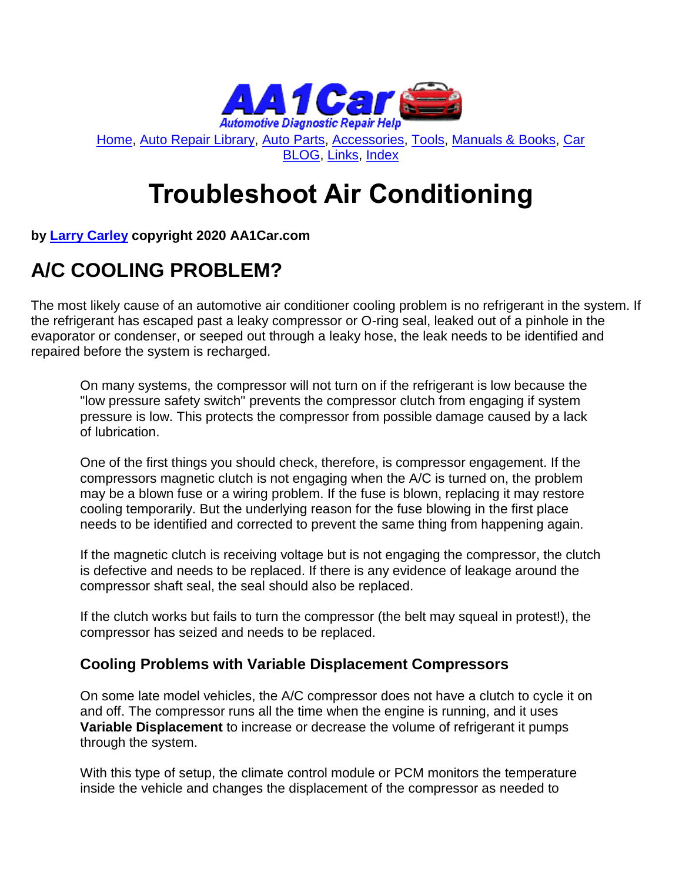Home, Auto Repair Library, Auto Parts, Accessories, Tools, Manuals & Books, Car BLOG, Links, Index

# Troubleshoot Air Conditioning

**by Larry Carley copyright 2020 AA1Car.com**

## A/C COOLING PROBLEM?

The most likely cause of an automotive air conditioner cooling problem is no refrigerant in the system. If the refrigerant has escaped past a leaky compressor or O-ring seal, leaked out of a pinhole in the evaporator or condenser, or seeped out through a leaky hose, the leak needs to be identified and repaired before the system is recharged.

On many systems, the compressor will not turn on if the refrigerant is low because the "low pressure safety switch" prevents the compressor clutch from engaging if system pressure is low. This protects the compressor from possible damage caused by a lack of lubrication.

One of the first things you should check, therefore, is compressor engagement. If the compressors magnetic clutch is not engaging when the A/C is turned on, the problem may be a blown fuse or a wiring problem. If the fuse is blown, replacing it may restore cooling temporarily. But the underlying reason for the fuse blowing in the first place needs to be identified and corrected to prevent the same thing from happening again.

If the magnetic clutch is receiving voltage but is not engaging the compressor, the clutch is defective and needs to be replaced. If there is any evidence of leakage around the compressor shaft seal, the seal should also be replaced.

If the clutch works but fails to turn the compressor (the belt may squeal in protest!), the compressor has seized and needs to be replaced.

### Cooling Problems with Variable Displacement Compressors

On some late model vehicles, the A/C compressor does not have a clutch to cycle it on and off. The compressor runs all the time when the engine is running, and it uses **Variable Displacement** to increase or decrease the volume of refrigerant it pumps through the system.

With this type of setup, the climate control module or PCM monitors the temperature inside the vehicle and changes the displacement of the compressor as needed to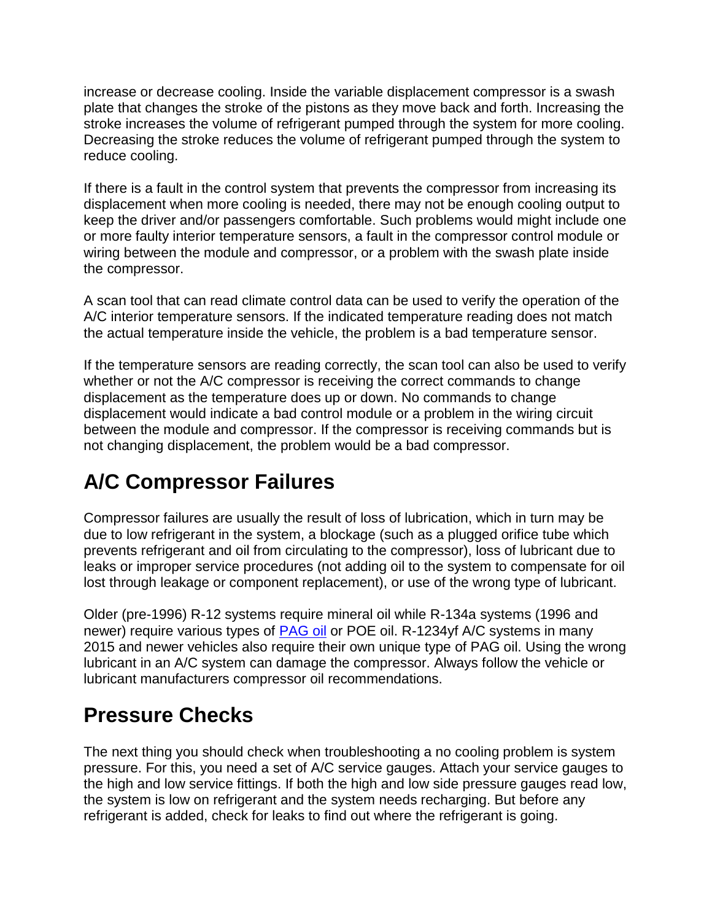increase or decrease cooling. Inside the variable displacement compressor is a swash plate that changes the stroke of the pistons as they move back and forth. Increasing the stroke increases the volume of refrigerant pumped through the system for more cooling. Decreasing the stroke reduces the volume of refrigerant pumped through the system to reduce cooling.

If there is a fault in the control system that prevents the compressor from increasing its displacement when more cooling is needed, there may not be enough cooling output to keep the driver and/or passengers comfortable. Such problems would might include one or more faulty interior temperature sensors, a fault in the compressor control module or wiring between the module and compressor, or a problem with the swash plate inside the compressor.

A scan tool that can read climate control data can be used to verify the operation of the A/C interior temperature sensors. If the indicated temperature reading does not match the actual temperature inside the vehicle, the problem is a bad temperature sensor.

If the temperature sensors are reading correctly, the scan tool can also be used to verify whether or not the A/C compressor is receiving the correct commands to change displacement as the temperature does up or down. No commands to change displacement would indicate a bad control module or a problem in the wiring circuit between the module and compressor. If the compressor is receiving commands but is not changing displacement, the problem would be a bad compressor.

## A/C Compressor Failures

Compressor failures are usually the result of loss of lubrication, which in turn may be due to low refrigerant in the system, a blockage (such as a plugged orifice tube which prevents refrigerant and oil from circulating to the compressor), loss of lubricant due to leaks or improper service procedures (not adding oil to the system to compensate for oil lost through leakage or component replacement), or use of the wrong type of lubricant.

Older (pre-1996) R-12 systems require mineral oil while R-134a systems (1996 and newer) require various types of PAG oil or POE oil. R-1234yf A/C systems in many 2015 and newer vehicles also require their own unique type of PAG oil. Using the wrong lubricant in an A/C system can damage the compressor. Always follow the vehicle or lubricant manufacturers compressor oil recommendations.

## Pressure Checks

The next thing you should check when troubleshooting a no cooling problem is system pressure. For this, you need a set of A/C service gauges. Attach your service gauges to the high and low service fittings. If both the high and low side pressure gauges read low, the system is low on refrigerant and the system needs recharging. But before any refrigerant is added, check for leaks to find out where the refrigerant is going.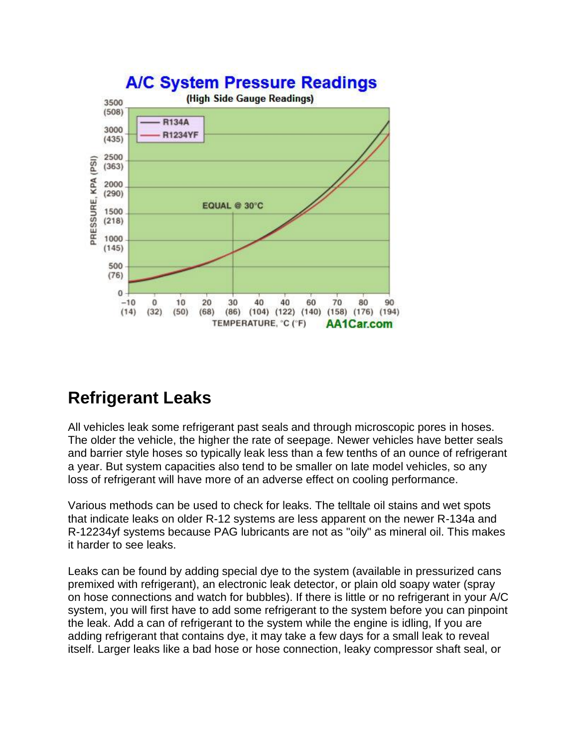**A/C System Pressure Readings**

**(High Side Gauge Readings)**

## Refrigerant Leaks

All vehicles leak some refrigerant past seals and through microscopic pores in hoses. The older the vehicle, the higher the rate of seepage. Newer vehicles have better seals and barrier style hoses so typically leak less than a few tenths of an ounce of refrigerant a year. But system capacities also tend to be smaller on late model vehicles, so any loss of refrigerant will have more of an adverse effect on cooling performance.

Various methods can be used to check for leaks. The telltale oil stains and wet spots that indicate leaks on older R-12 systems are less apparent on the newer R-134a and R-12234yf systems because PAG lubricants are not as "oily" as mineral oil. This makes it harder to see leaks.

Leaks can be found by adding special dye to the system (available in pressurized cans premixed with refrigerant), an electronic leak detector, or plain old soapy water (spray on hose connections and watch for bubbles). If there is little or no refrigerant in your A/C system, you will first have to add some refrigerant to the system before you can pinpoint the leak. Add a can of refrigerant to the system while the engine is idling, If you are adding refrigerant that contains dye, it may take a few days for a small leak to reveal itself. Larger leaks like a bad hose or hose connection, leaky compressor shaft seal, or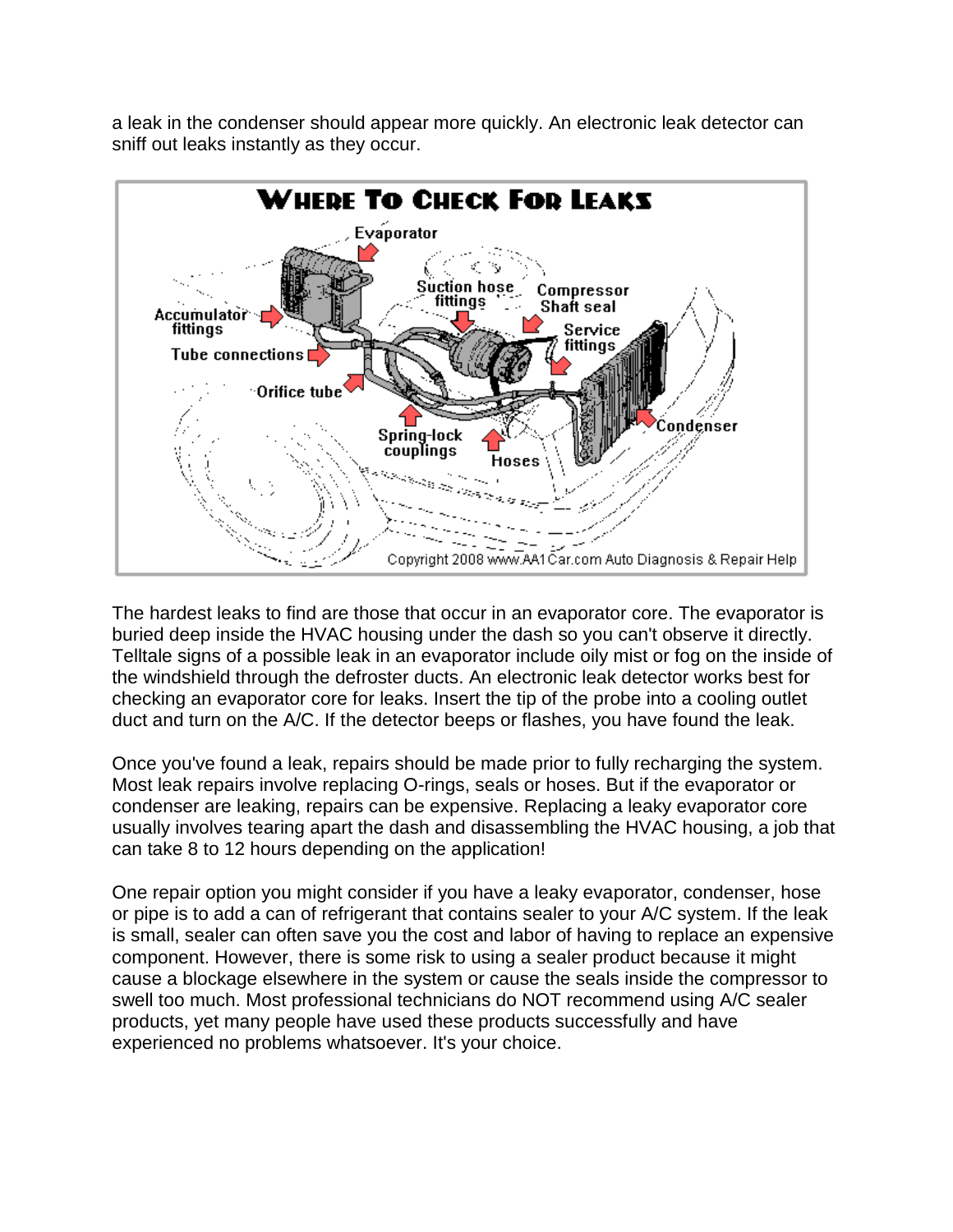a leak in the condenser should appear more quickly. An electronic leak detector can sniff out leaks instantly as they occur.

The hardest leaks to find are those that occur in an evaporator core. The evaporator is buried deep inside the HVAC housing under the dash so you can't observe it directly. Telltale signs of a possible leak in an evaporator include oily mist or fog on the inside of the windshield through the defroster ducts. An electronic leak detector works best for checking an evaporator core for leaks. Insert the tip of the probe into a cooling outlet duct and turn on the A/C. If the detector beeps or flashes, you have found the leak.

Once you've found a leak, repairs should be made prior to fully recharging the system. Most leak repairs involve replacing O-rings, seals or hoses. But if the evaporator or condenser are leaking, repairs can be expensive. Replacing a leaky evaporator core usually involves tearing apart the dash and disassembling the HVAC housing, a job that can take 8 to 12 hours depending on the application!

One repair option you might consider if you have a leaky evaporator, condenser, hose or pipe is to add a can of refrigerant that contains sealer to your A/C system. If the leak is small, sealer can often save you the cost and labor of having to replace an expensive component. However, there is some risk to using a sealer product because it might cause a blockage elsewhere in the system or cause the seals inside the compressor to swell too much. Most professional technicians do NOT recommend using A/C sealer products, yet many people have used these products successfully and have experienced no problems whatsoever. It's your choice.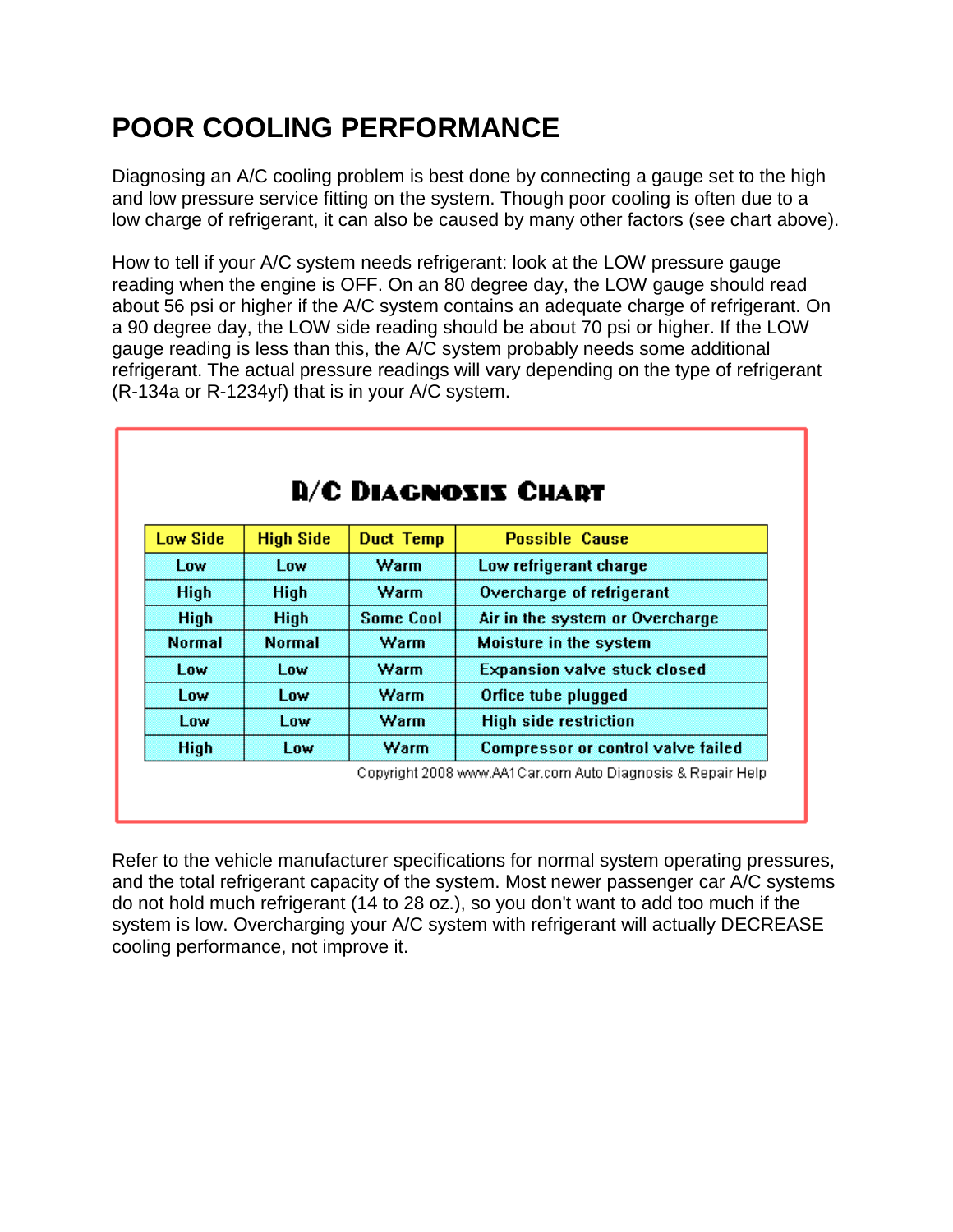# POOR COOLING PERFORMANCE

Diagnosing an A/C cooling problem is best done by connecting a gauge set to the high and low pressure service fitting on the system. Though poor cooling is often due to a low charge of refrigerant, it can also be caused by many other factors (see chart above).

How to tell if your A/C system needs refrigerant: look at the LOW pressure gauge reading when the engine is OFF. On an 80 degree day, the LOW gauge should read about 56 psi or higher if the A/C system contains an adequate charge of refrigerant. On a 90 degree day, the LOW side reading should be about 70 psi or higher. If the LOW gauge reading is less than this, the A/C system probably needs some additional refrigerant. The actual pressure readings will vary depending on the type of refrigerant (R-134a or R-1234yf) that is in your A/C system.

## A/C Diagnosis Chart

| Low Side | High Side | Duct Temp | Possible Cause |
|---|---|---|---|
| Low | Low | Warm | Low refrigerant charge |
| High | High | Warm | Overcharge of refrigerant |
| High | High | Some Cool | Air in the system or Overcharge |
| Normal | Normal | Warm | Moisture in the system |
| Low | Low | Warm | Expansion valve stuck closed |
| Low | Low | Warm | Orfice tube plugged |
| Low | Low | Warm | High side restriction |
| High | Low | Warm | Compressor or control valve failed |

Copyright 2008 www.AA1Car.com Auto Diagnosis & Repair Help

Refer to the vehicle manufacturer specifications for normal system operating pressures, and the total refrigerant capacity of the system. Most newer passenger car A/C systems do not hold much refrigerant (14 to 28 oz.), so you don't want to add too much if the system is low. Overcharging your A/C system with refrigerant will actually DECREASE cooling performance, not improve it.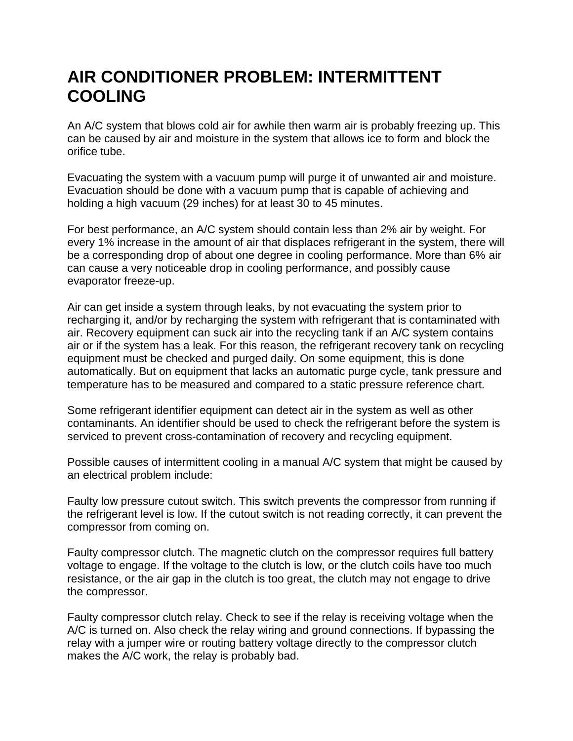# AIR CONDITIONER PROBLEM: INTERMITTENT COOLING

An A/C system that blows cold air for awhile then warm air is probably freezing up. This can be caused by air and moisture in the system that allows ice to form and block the orifice tube.

Evacuating the system with a vacuum pump will purge it of unwanted air and moisture. Evacuation should be done with a vacuum pump that is capable of achieving and holding a high vacuum (29 inches) for at least 30 to 45 minutes.

For best performance, an A/C system should contain less than 2% air by weight. For every 1% increase in the amount of air that displaces refrigerant in the system, there will be a corresponding drop of about one degree in cooling performance. More than 6% air can cause a very noticeable drop in cooling performance, and possibly cause evaporator freeze-up.

Air can get inside a system through leaks, by not evacuating the system prior to recharging it, and/or by recharging the system with refrigerant that is contaminated with air. Recovery equipment can suck air into the recycling tank if an A/C system contains air or if the system has a leak. For this reason, the refrigerant recovery tank on recycling equipment must be checked and purged daily. On some equipment, this is done automatically. But on equipment that lacks an automatic purge cycle, tank pressure and temperature has to be measured and compared to a static pressure reference chart.

Some refrigerant identifier equipment can detect air in the system as well as other contaminants. An identifier should be used to check the refrigerant before the system is serviced to prevent cross-contamination of recovery and recycling equipment.

Possible causes of intermittent cooling in a manual A/C system that might be caused by an electrical problem include:

Faulty low pressure cutout switch. This switch prevents the compressor from running if the refrigerant level is low. If the cutout switch is not reading correctly, it can prevent the compressor from coming on.

Faulty compressor clutch. The magnetic clutch on the compressor requires full battery voltage to engage. If the voltage to the clutch is low, or the clutch coils have too much resistance, or the air gap in the clutch is too great, the clutch may not engage to drive the compressor.

Faulty compressor clutch relay. Check to see if the relay is receiving voltage when the A/C is turned on. Also check the relay wiring and ground connections. If bypassing the relay with a jumper wire or routing battery voltage directly to the compressor clutch makes the A/C work, the relay is probably bad.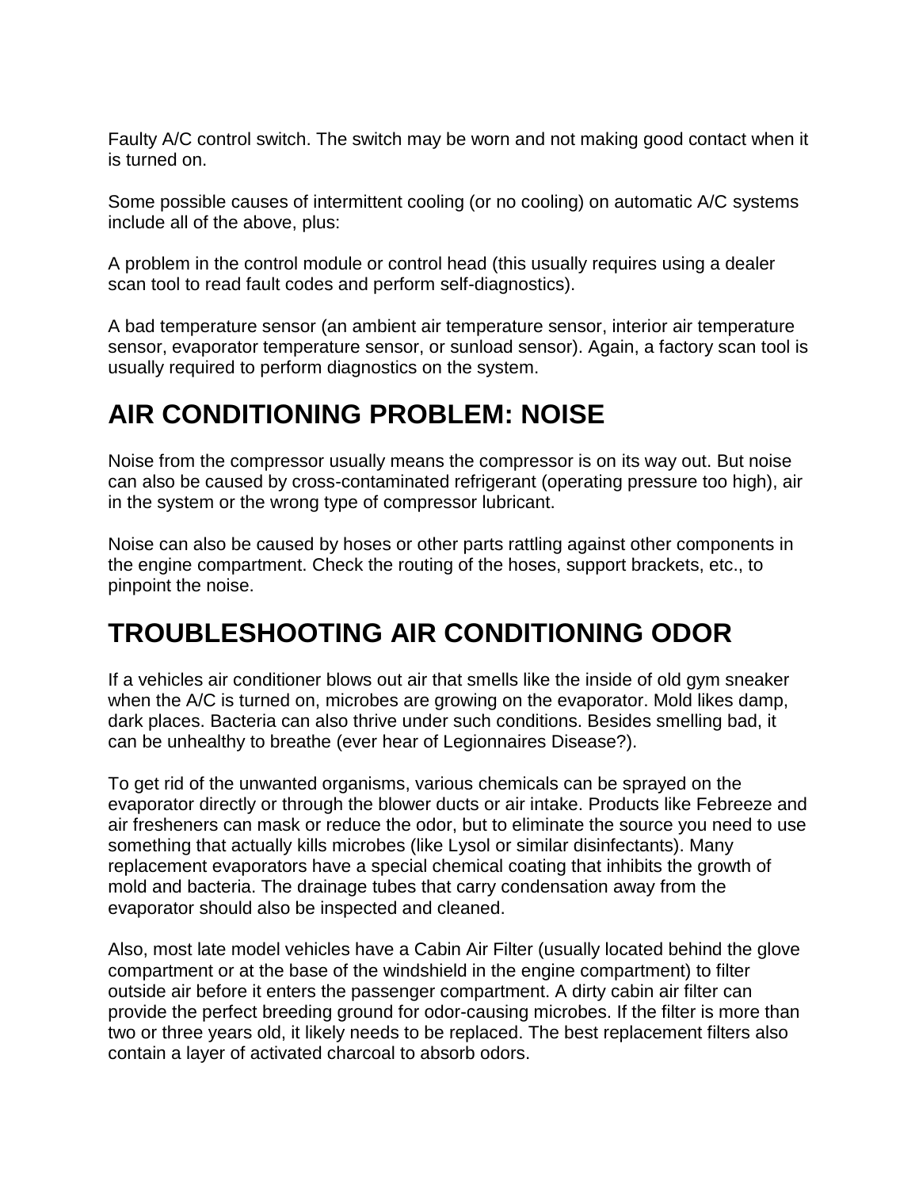Faulty A/C control switch. The switch may be worn and not making good contact when it is turned on.

Some possible causes of intermittent cooling (or no cooling) on automatic A/C systems include all of the above, plus:

A problem in the control module or control head (this usually requires using a dealer scan tool to read fault codes and perform self-diagnostics).

A bad temperature sensor (an ambient air temperature sensor, interior air temperature sensor, evaporator temperature sensor, or sunload sensor). Again, a factory scan tool is usually required to perform diagnostics on the system.

## AIR CONDITIONING PROBLEM: NOISE

Noise from the compressor usually means the compressor is on its way out. But noise can also be caused by cross-contaminated refrigerant (operating pressure too high), air in the system or the wrong type of compressor lubricant.

Noise can also be caused by hoses or other parts rattling against other components in the engine compartment. Check the routing of the hoses, support brackets, etc., to pinpoint the noise.

## TROUBLESHOOTING AIR CONDITIONING ODOR

If a vehicles air conditioner blows out air that smells like the inside of old gym sneaker when the A/C is turned on, microbes are growing on the evaporator. Mold likes damp, dark places. Bacteria can also thrive under such conditions. Besides smelling bad, it can be unhealthy to breathe (ever hear of Legionnaires Disease?).

To get rid of the unwanted organisms, various chemicals can be sprayed on the evaporator directly or through the blower ducts or air intake. Products like Febreeze and air fresheners can mask or reduce the odor, but to eliminate the source you need to use something that actually kills microbes (like Lysol or similar disinfectants). Many replacement evaporators have a special chemical coating that inhibits the growth of mold and bacteria. The drainage tubes that carry condensation away from the evaporator should also be inspected and cleaned.

Also, most late model vehicles have a Cabin Air Filter (usually located behind the glove compartment or at the base of the windshield in the engine compartment) to filter outside air before it enters the passenger compartment. A dirty cabin air filter can provide the perfect breeding ground for odor-causing microbes. If the filter is more than two or three years old, it likely needs to be replaced. The best replacement filters also contain a layer of activated charcoal to absorb odors.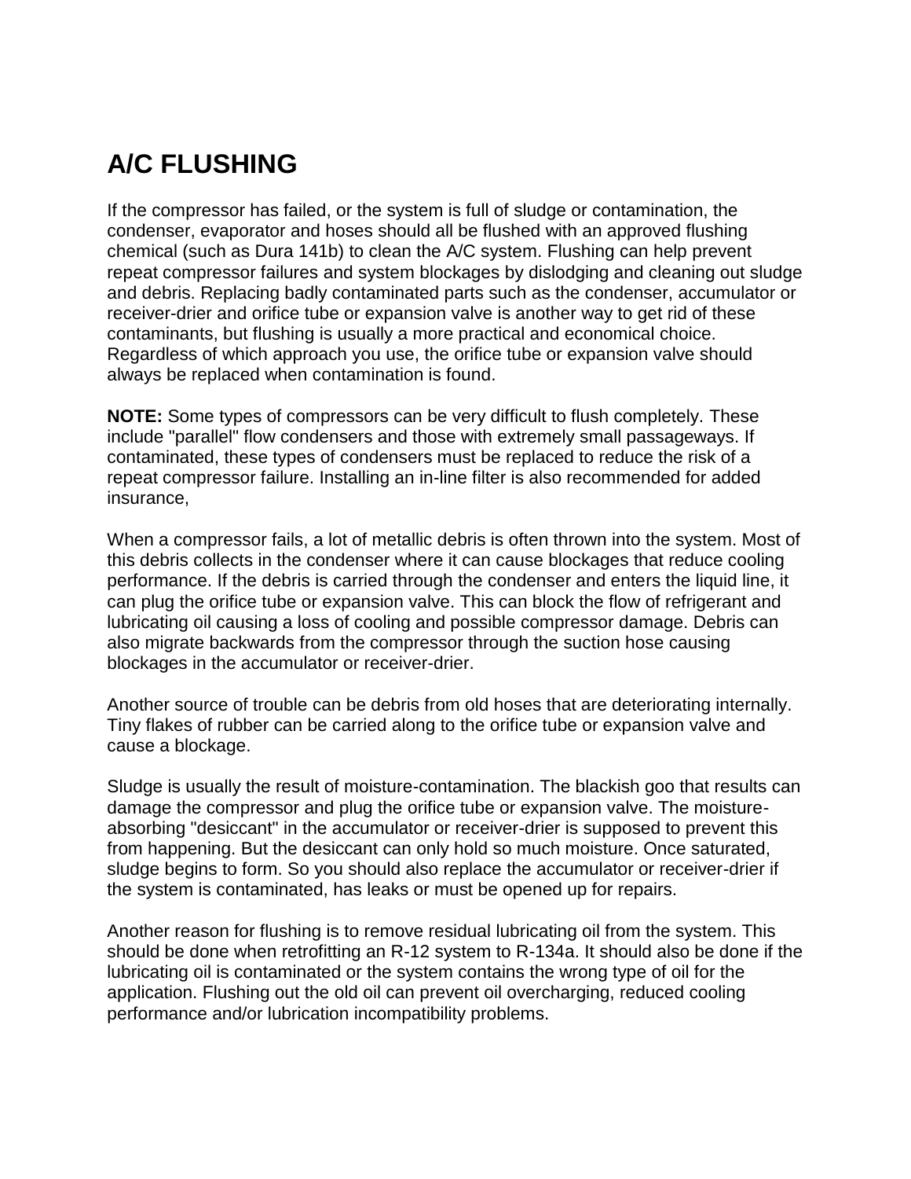# A/C FLUSHING

If the compressor has failed, or the system is full of sludge or contamination, the condenser, evaporator and hoses should all be flushed with an approved flushing chemical (such as Dura 141b) to clean the A/C system. Flushing can help prevent repeat compressor failures and system blockages by dislodging and cleaning out sludge and debris. Replacing badly contaminated parts such as the condenser, accumulator or receiver-drier and orifice tube or expansion valve is another way to get rid of these contaminants, but flushing is usually a more practical and economical choice. Regardless of which approach you use, the orifice tube or expansion valve should always be replaced when contamination is found.

**NOTE:** Some types of compressors can be very difficult to flush completely. These include "parallel" flow condensers and those with extremely small passageways. If contaminated, these types of condensers must be replaced to reduce the risk of a repeat compressor failure. Installing an in-line filter is also recommended for added insurance,

When a compressor fails, a lot of metallic debris is often thrown into the system. Most of this debris collects in the condenser where it can cause blockages that reduce cooling performance. If the debris is carried through the condenser and enters the liquid line, it can plug the orifice tube or expansion valve. This can block the flow of refrigerant and lubricating oil causing a loss of cooling and possible compressor damage. Debris can also migrate backwards from the compressor through the suction hose causing blockages in the accumulator or receiver-drier.

Another source of trouble can be debris from old hoses that are deteriorating internally. Tiny flakes of rubber can be carried along to the orifice tube or expansion valve and cause a blockage.

Sludge is usually the result of moisture-contamination. The blackish goo that results can damage the compressor and plug the orifice tube or expansion valve. The moisture-absorbing "desiccant" in the accumulator or receiver-drier is supposed to prevent this from happening. But the desiccant can only hold so much moisture. Once saturated, sludge begins to form. So you should also replace the accumulator or receiver-drier if the system is contaminated, has leaks or must be opened up for repairs.

Another reason for flushing is to remove residual lubricating oil from the system. This should be done when retrofitting an R-12 system to R-134a. It should also be done if the lubricating oil is contaminated or the system contains the wrong type of oil for the application. Flushing out the old oil can prevent oil overcharging, reduced cooling performance and/or lubrication incompatibility problems.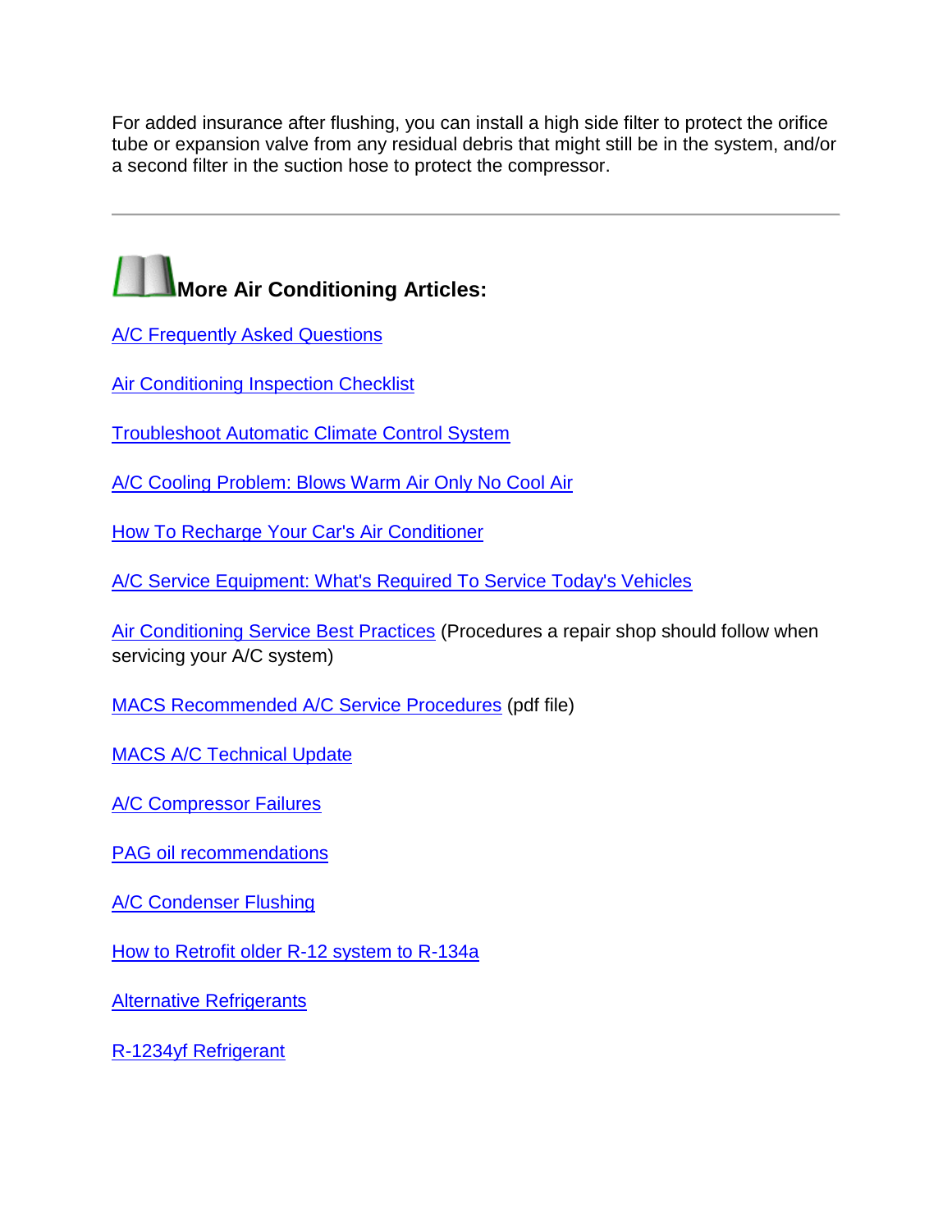For added insurance after flushing, you can install a high side filter to protect the orifice tube or expansion valve from any residual debris that might still be in the system, and/or a second filter in the suction hose to protect the compressor.

---

## More Air Conditioning Articles:

A/C Frequently Asked Questions

Air Conditioning Inspection Checklist

Troubleshoot Automatic Climate Control System

A/C Cooling Problem: Blows Warm Air Only No Cool Air

How To Recharge Your Car's Air Conditioner

A/C Service Equipment: What's Required To Service Today's Vehicles

Air Conditioning Service Best Practices (Procedures a repair shop should follow when servicing your A/C system)

MACS Recommended A/C Service Procedures (pdf file)

MACS A/C Technical Update

A/C Compressor Failures

PAG oil recommendations

A/C Condenser Flushing

How to Retrofit older R-12 system to R-134a

Alternative Refrigerants

R-1234yf Refrigerant